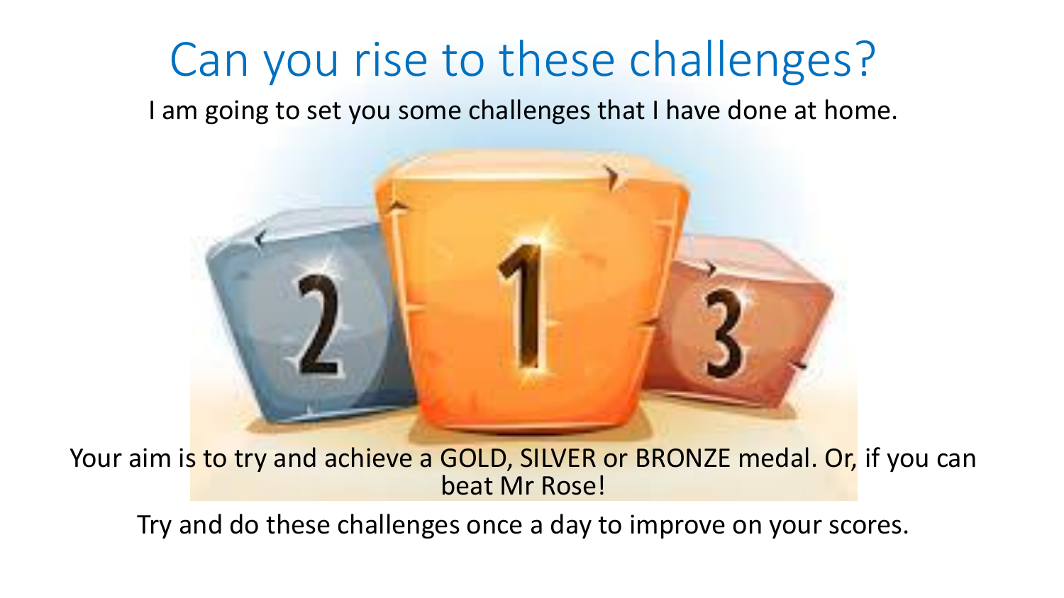# Can you rise to these challenges?

I am going to set you some challenges that I have done at home.

Your aim is to try and achieve a GOLD, SILVER or BRONZE medal. Or, if you can beat Mr Rose!

Try and do these challenges once a day to improve on your scores.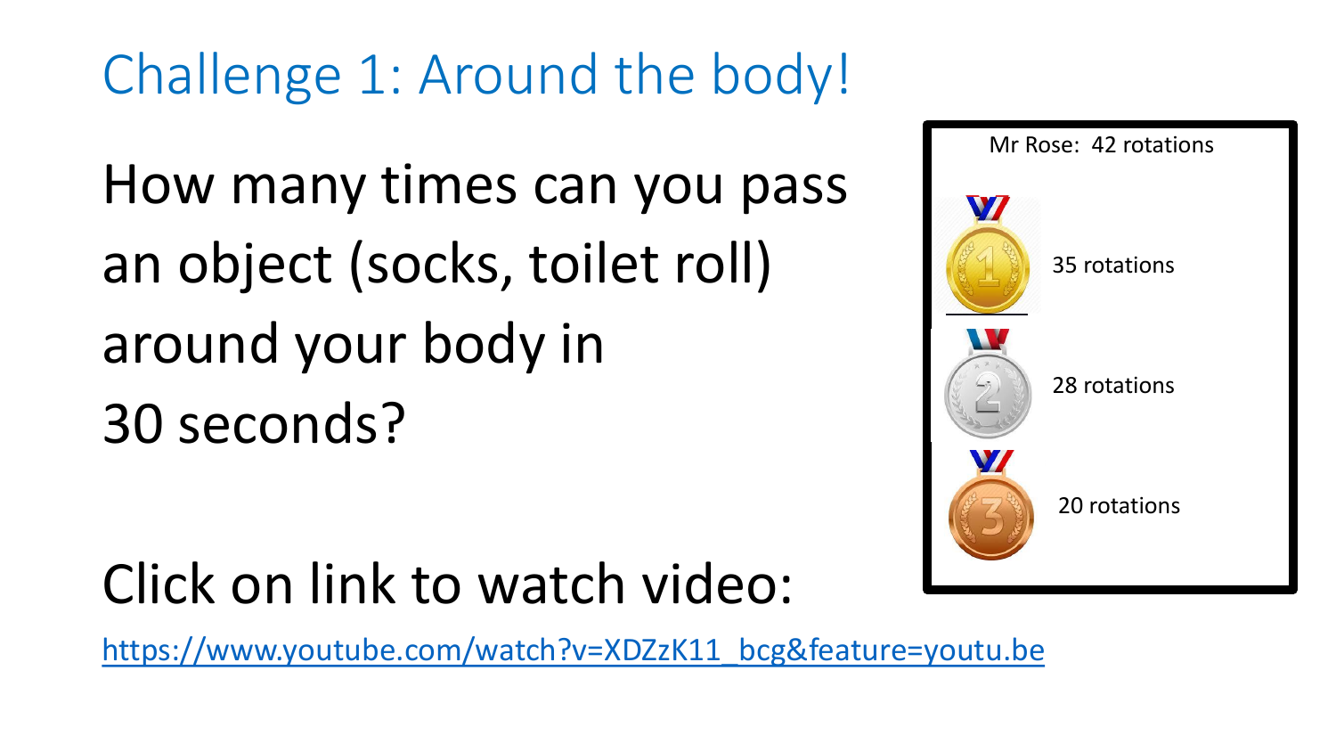# Challenge 1: Around the body!

How many times can you pass an object (socks, toilet roll) around your body in 30 seconds?

Mr Rose: 42 rotations

1 – 35 rotations

2 – 28 rotations

3 – 20 rotations

Click on link to watch video:

https://www.youtube.com/watch?v=XDZzK11_bcg&feature=youtu.be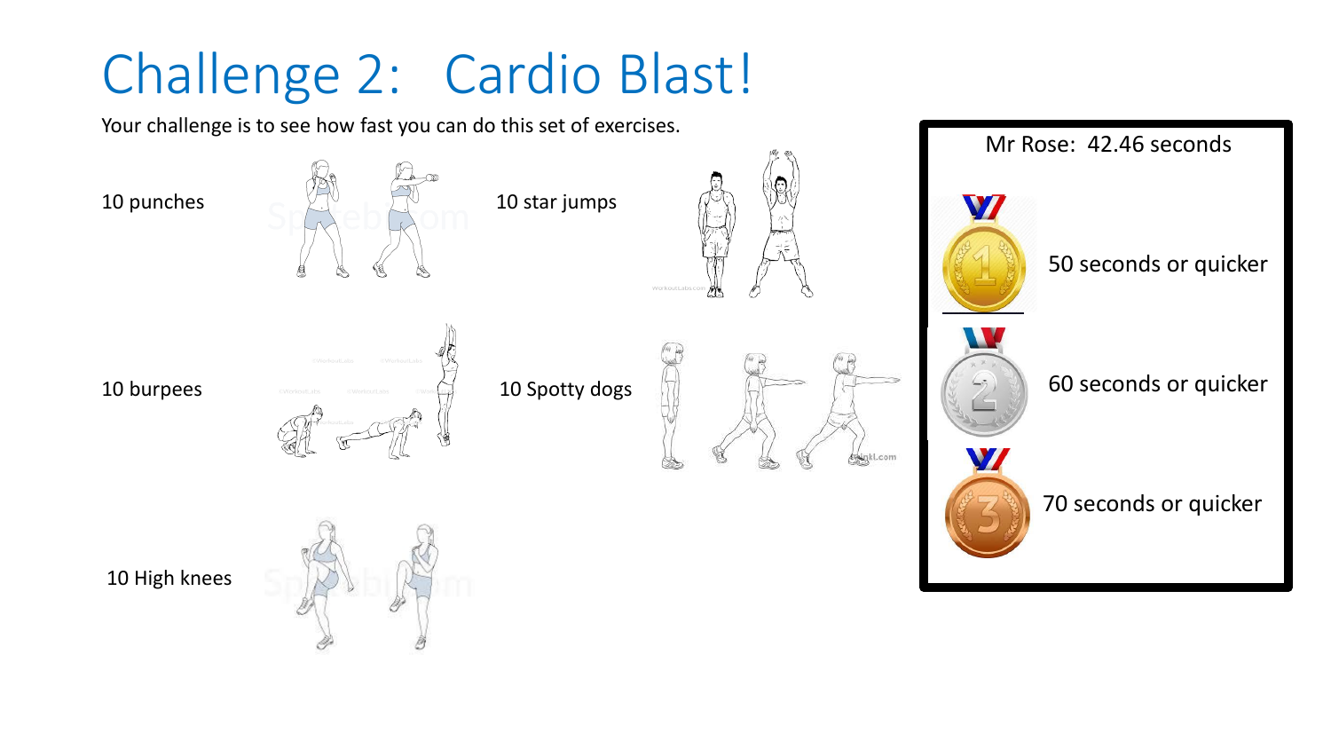# Challenge 2: Cardio Blast!

Your challenge is to see how fast you can do this set of exercises.

10 punches

10 star jumps

10 burpees

10 Spotty dogs

10 High knees

Mr Rose: 42.46 seconds

50 seconds or quicker

60 seconds or quicker

70 seconds or quicker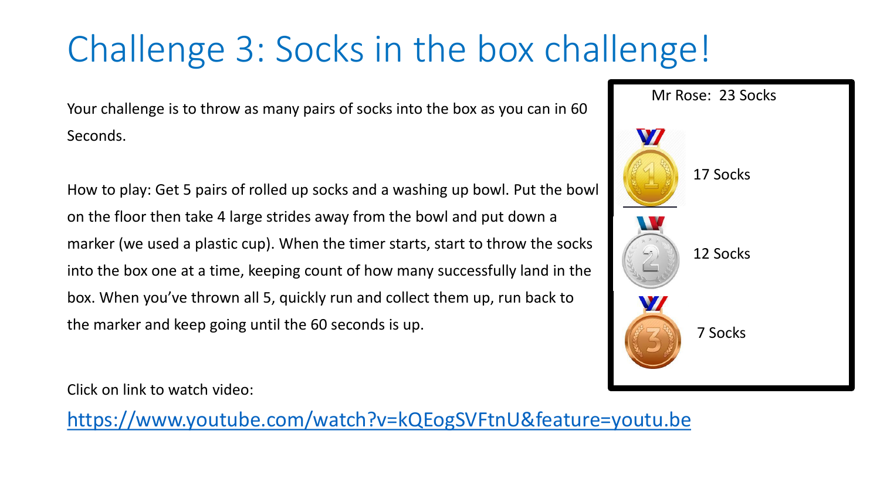# Challenge 3: Socks in the box challenge!

Your challenge is to throw as many pairs of socks into the box as you can in 60 Seconds.

How to play: Get 5 pairs of rolled up socks and a washing up bowl. Put the bowl on the floor then take 4 large strides away from the bowl and put down a marker (we used a plastic cup). When the timer starts, start to throw the socks into the box one at a time, keeping count of how many successfully land in the box. When you've thrown all 5, quickly run and collect them up, run back to the marker and keep going until the 60 seconds is up.

Mr Rose: 23 Socks

1st: 17 Socks

2nd: 12 Socks

3rd: 7 Socks

Click on link to watch video:

https://www.youtube.com/watch?v=kQEogSVFtnU&feature=youtu.be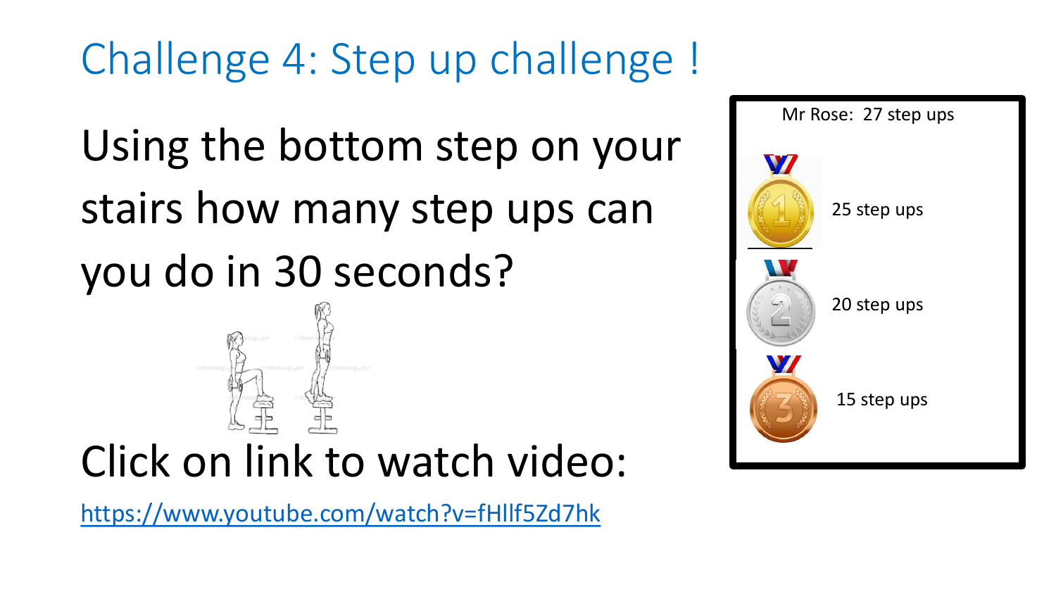# Challenge 4: Step up challenge !

Using the bottom step on your stairs how many step ups can you do in 30 seconds?

Click on link to watch video:

https://www.youtube.com/watch?v=fHIlf5Zd7hk

Mr Rose: 27 step ups

| Medal | Step ups |
| --- | --- |
| 1 | 25 step ups |
| 2 | 20 step ups |
| 3 | 15 step ups |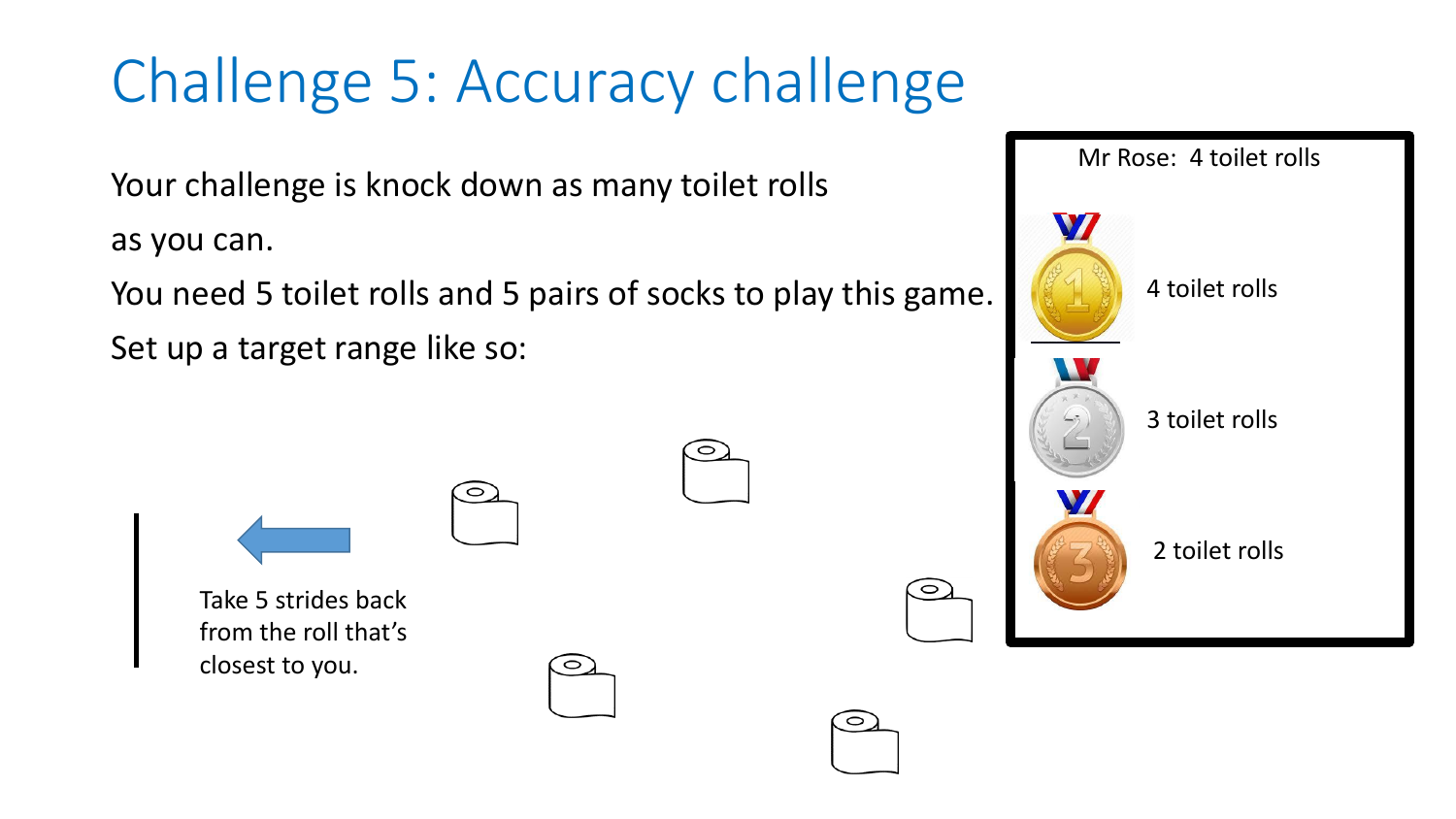# Challenge 5: Accuracy challenge

Your challenge is knock down as many toilet rolls as you can.

You need 5 toilet rolls and 5 pairs of socks to play this game.

Set up a target range like so:

Take 5 strides back from the roll that's closest to you.

Mr Rose: 4 toilet rolls

- 1st: 4 toilet rolls
- 2nd: 3 toilet rolls
- 3rd: 2 toilet rolls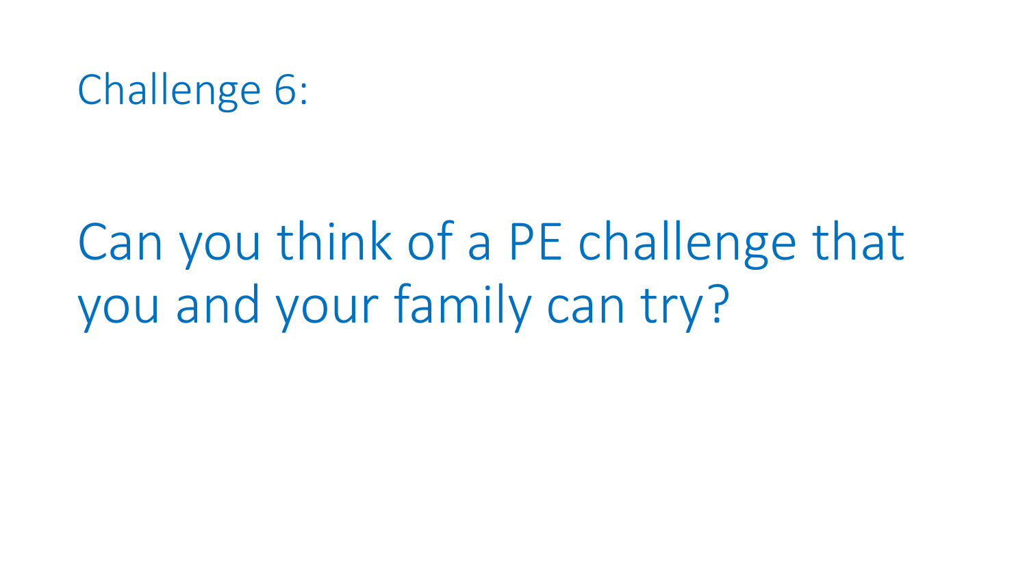# Challenge 6:

Can you think of a PE challenge that you and your family can try?